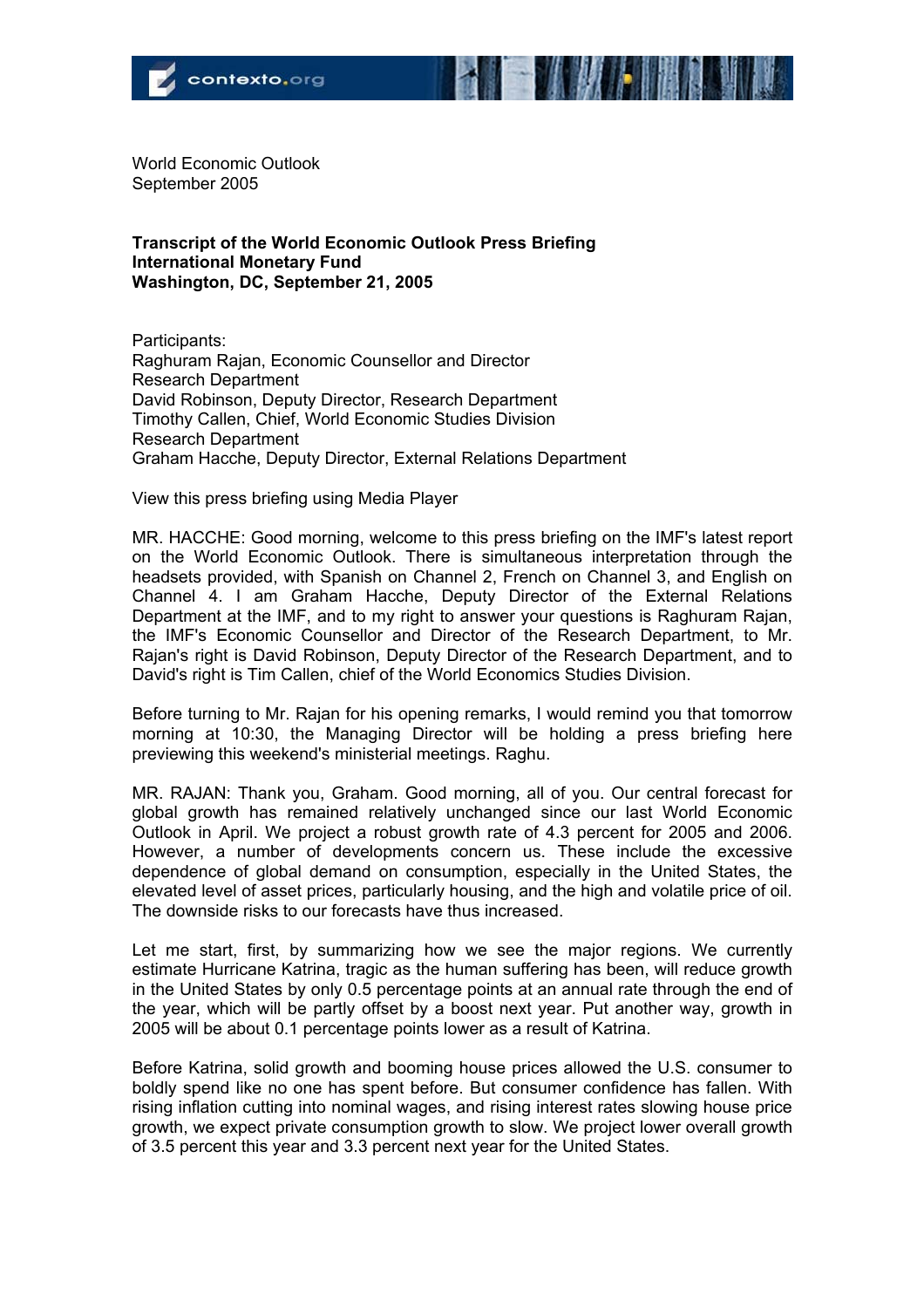World Economic Outlook
September 2005

**Transcript of the World Economic Outlook Press Briefing**
**International Monetary Fund**
**Washington, DC, September 21, 2005**

Participants:
Raghuram Rajan, Economic Counsellor and Director
Research Department
David Robinson, Deputy Director, Research Department
Timothy Callen, Chief, World Economic Studies Division
Research Department
Graham Hacche, Deputy Director, External Relations Department

View this press briefing using Media Player

MR. HACCHE: Good morning, welcome to this press briefing on the IMF's latest report on the World Economic Outlook. There is simultaneous interpretation through the headsets provided, with Spanish on Channel 2, French on Channel 3, and English on Channel 4. I am Graham Hacche, Deputy Director of the External Relations Department at the IMF, and to my right to answer your questions is Raghuram Rajan, the IMF's Economic Counsellor and Director of the Research Department, to Mr. Rajan's right is David Robinson, Deputy Director of the Research Department, and to David's right is Tim Callen, chief of the World Economics Studies Division.

Before turning to Mr. Rajan for his opening remarks, I would remind you that tomorrow morning at 10:30, the Managing Director will be holding a press briefing here previewing this weekend's ministerial meetings. Raghu.

MR. RAJAN: Thank you, Graham. Good morning, all of you. Our central forecast for global growth has remained relatively unchanged since our last World Economic Outlook in April. We project a robust growth rate of 4.3 percent for 2005 and 2006. However, a number of developments concern us. These include the excessive dependence of global demand on consumption, especially in the United States, the elevated level of asset prices, particularly housing, and the high and volatile price of oil. The downside risks to our forecasts have thus increased.

Let me start, first, by summarizing how we see the major regions. We currently estimate Hurricane Katrina, tragic as the human suffering has been, will reduce growth in the United States by only 0.5 percentage points at an annual rate through the end of the year, which will be partly offset by a boost next year. Put another way, growth in 2005 will be about 0.1 percentage points lower as a result of Katrina.

Before Katrina, solid growth and booming house prices allowed the U.S. consumer to boldly spend like no one has spent before. But consumer confidence has fallen. With rising inflation cutting into nominal wages, and rising interest rates slowing house price growth, we expect private consumption growth to slow. We project lower overall growth of 3.5 percent this year and 3.3 percent next year for the United States.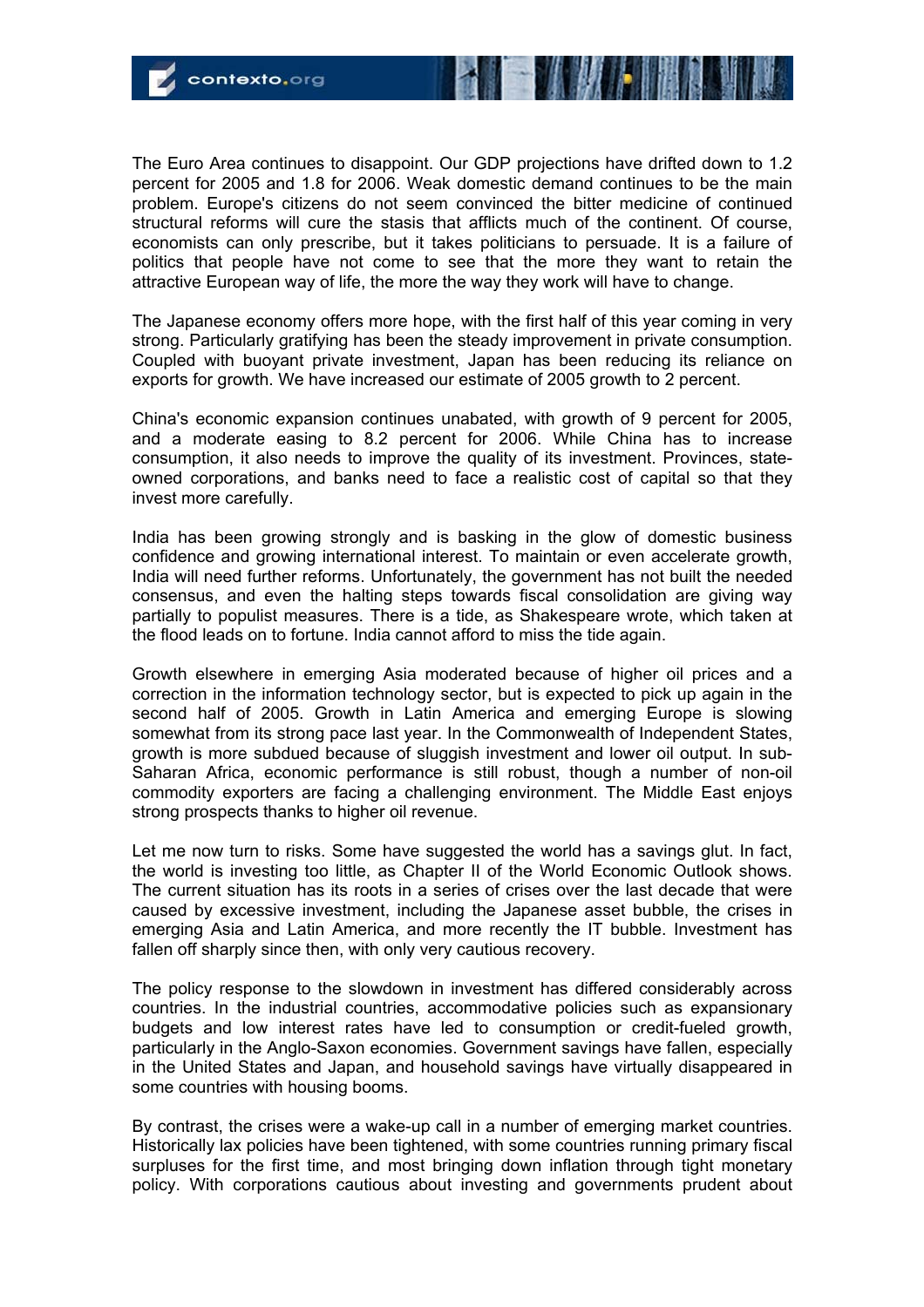The Euro Area continues to disappoint. Our GDP projections have drifted down to 1.2 percent for 2005 and 1.8 for 2006. Weak domestic demand continues to be the main problem. Europe's citizens do not seem convinced the bitter medicine of continued structural reforms will cure the stasis that afflicts much of the continent. Of course, economists can only prescribe, but it takes politicians to persuade. It is a failure of politics that people have not come to see that the more they want to retain the attractive European way of life, the more the way they work will have to change.

The Japanese economy offers more hope, with the first half of this year coming in very strong. Particularly gratifying has been the steady improvement in private consumption. Coupled with buoyant private investment, Japan has been reducing its reliance on exports for growth. We have increased our estimate of 2005 growth to 2 percent.

China's economic expansion continues unabated, with growth of 9 percent for 2005, and a moderate easing to 8.2 percent for 2006. While China has to increase consumption, it also needs to improve the quality of its investment. Provinces, state-owned corporations, and banks need to face a realistic cost of capital so that they invest more carefully.

India has been growing strongly and is basking in the glow of domestic business confidence and growing international interest. To maintain or even accelerate growth, India will need further reforms. Unfortunately, the government has not built the needed consensus, and even the halting steps towards fiscal consolidation are giving way partially to populist measures. There is a tide, as Shakespeare wrote, which taken at the flood leads on to fortune. India cannot afford to miss the tide again.

Growth elsewhere in emerging Asia moderated because of higher oil prices and a correction in the information technology sector, but is expected to pick up again in the second half of 2005. Growth in Latin America and emerging Europe is slowing somewhat from its strong pace last year. In the Commonwealth of Independent States, growth is more subdued because of sluggish investment and lower oil output. In sub-Saharan Africa, economic performance is still robust, though a number of non-oil commodity exporters are facing a challenging environment. The Middle East enjoys strong prospects thanks to higher oil revenue.

Let me now turn to risks. Some have suggested the world has a savings glut. In fact, the world is investing too little, as Chapter II of the World Economic Outlook shows. The current situation has its roots in a series of crises over the last decade that were caused by excessive investment, including the Japanese asset bubble, the crises in emerging Asia and Latin America, and more recently the IT bubble. Investment has fallen off sharply since then, with only very cautious recovery.

The policy response to the slowdown in investment has differed considerably across countries. In the industrial countries, accommodative policies such as expansionary budgets and low interest rates have led to consumption or credit-fueled growth, particularly in the Anglo-Saxon economies. Government savings have fallen, especially in the United States and Japan, and household savings have virtually disappeared in some countries with housing booms.

By contrast, the crises were a wake-up call in a number of emerging market countries. Historically lax policies have been tightened, with some countries running primary fiscal surpluses for the first time, and most bringing down inflation through tight monetary policy. With corporations cautious about investing and governments prudent about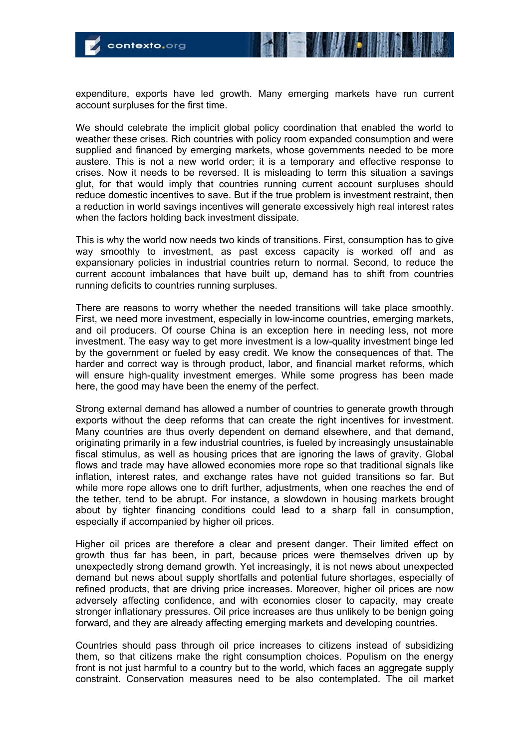expenditure, exports have led growth. Many emerging markets have run current account surpluses for the first time.

We should celebrate the implicit global policy coordination that enabled the world to weather these crises. Rich countries with policy room expanded consumption and were supplied and financed by emerging markets, whose governments needed to be more austere. This is not a new world order; it is a temporary and effective response to crises. Now it needs to be reversed. It is misleading to term this situation a savings glut, for that would imply that countries running current surpluses should reduce domestic incentives to save. But if the true problem is investment restraint, then a reduction in world savings incentives will generate excessively high real interest rates when the factors holding back investment dissipate.

This is why the world now needs two kinds of transitions. First, consumption has to give way smoothly to investment, as past excess capacity is worked off and as expansionary policies in industrial countries return to normal. Second, to reduce the current account imbalances that have built up, demand has to shift from countries running deficits to countries running surpluses.

There are reasons to worry whether the needed transitions will take place smoothly. First, we need more investment, especially in low-income countries, emerging markets, and oil producers. Of course China is an exception here in needing less, not more investment. The easy way to get more investment is a low-quality investment binge led by the government or fueled by easy credit. We know the consequences of that. The harder and correct way is through product, labor, and financial market reforms, which will ensure high-quality investment emerges. While some progress has been made here, the good may have been the enemy of the perfect.

Strong external demand has allowed a number of countries to generate growth through exports without the deep reforms that can create the right incentives for investment. Many countries are thus overly dependent on demand elsewhere, and that demand, originating primarily in a few industrial countries, is fueled by increasingly unsustainable fiscal stimulus, as well as housing prices that are ignoring the laws of gravity. Global flows and trade may have allowed economies more rope so that traditional signals like inflation, interest rates, and exchange rates have not guided transitions so far. But while more rope allows one to drift further, adjustments, when one reaches the end of the tether, tend to be abrupt. For instance, a slowdown in housing markets brought about by tighter financing conditions could lead to a sharp fall in consumption, especially if accompanied by higher oil prices.

Higher oil prices are therefore a clear and present danger. Their limited effect on growth thus far has been, in part, because prices were themselves driven up by unexpectedly strong demand growth. Yet increasingly, it is not news about unexpected demand but news about supply shortfalls and potential future shortages, especially of refined products, that are driving price increases. Moreover, higher oil prices are now adversely affecting confidence, and with economies closer to capacity, may create stronger inflationary pressures. Oil price increases are thus unlikely to be benign going forward, and they are already affecting emerging markets and developing countries.

Countries should pass through oil price increases to citizens instead of subsidizing them, so that citizens make the right consumption choices. Populism on the energy front is not just harmful to a country but to the world, which faces an aggregate supply constraint. Conservation measures need to be also contemplated. The oil market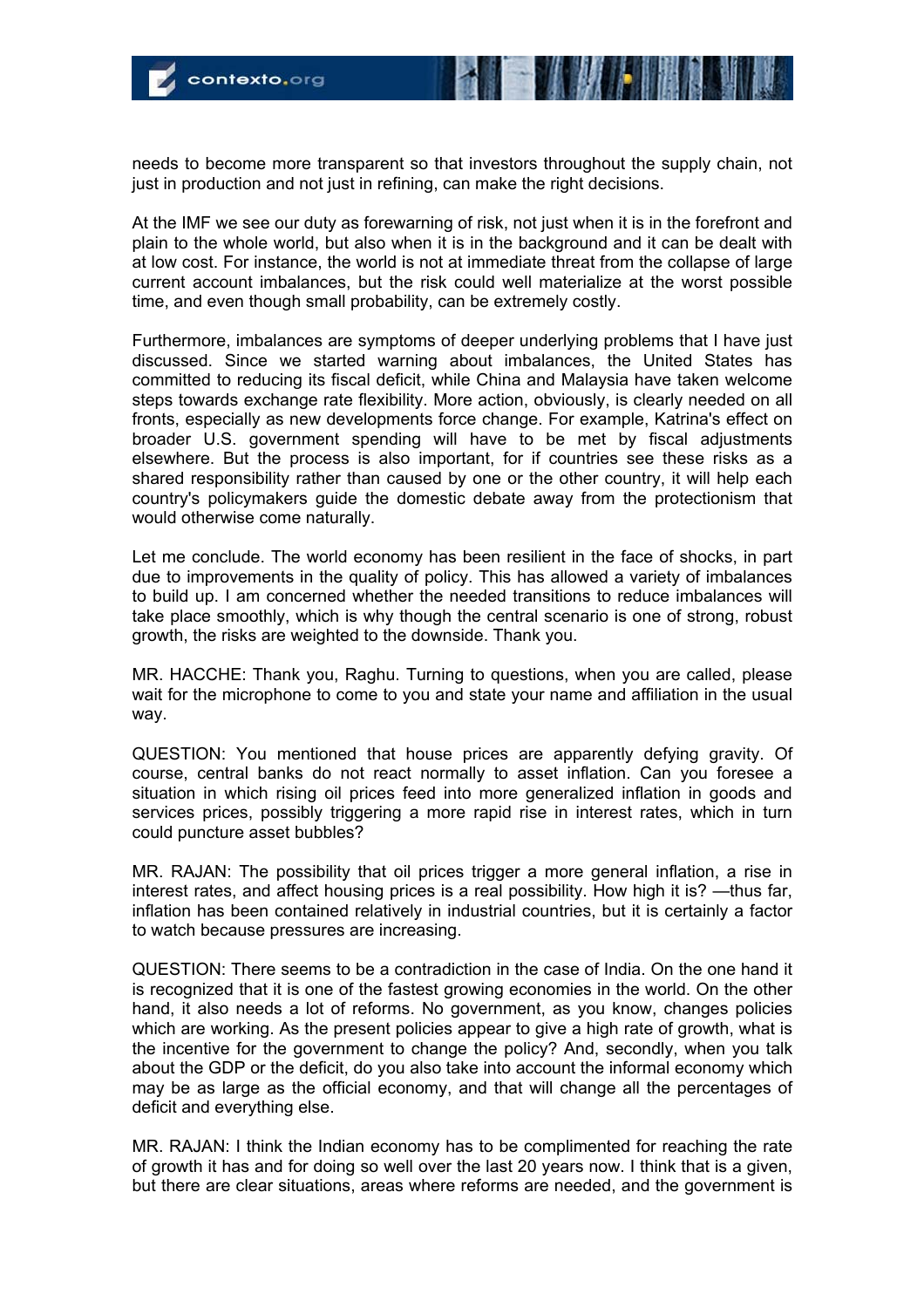needs to become more transparent so that investors throughout the supply chain, not just in production and not just in refining, can make the right decisions.

At the IMF we see our duty as forewarning of risk, not just when it is in the forefront and plain to the whole world, but also when it is in the background and it can be dealt with at low cost. For instance, the world is not at immediate threat from the collapse of large current account imbalances, but the risk could well materialize at the worst possible time, and even though small probability, can be extremely costly.

Furthermore, imbalances are symptoms of deeper underlying problems that I have just discussed. Since we started warning about imbalances, the United States has committed to reducing its fiscal deficit, while China and Malaysia have taken welcome steps towards exchange rate flexibility. More action, obviously, is clearly needed on all fronts, especially as new developments force change. For example, Katrina's effect on broader U.S. government spending will have to be met by fiscal adjustments elsewhere. But the process is also important, for if countries see these risks as a shared responsibility rather than caused by one or the other country, it will help each country's policymakers guide the domestic debate away from the protectionism that would otherwise come naturally.

Let me conclude. The world economy has been resilient in the face of shocks, in part due to improvements in the quality of policy. This has allowed a variety of imbalances to build up. I am concerned whether the needed transitions to reduce imbalances will take place smoothly, which is why though the central scenario is one of strong, robust growth, the risks are weighted to the downside. Thank you.

MR. HACCHE: Thank you, Raghu. Turning to questions, when you are called, please wait for the microphone to come to you and state your name and affiliation in the usual way.

QUESTION: You mentioned that house prices are apparently defying gravity. Of course, central banks do not react normally to asset inflation. Can you foresee a situation in which rising oil prices feed into more generalized inflation in goods and services prices, possibly triggering a more rapid rise in interest rates, which in turn could puncture asset bubbles?

MR. RAJAN: The possibility that oil prices trigger a more general inflation, a rise in interest rates, and affect housing prices is a real possibility. How high it is? —thus far, inflation has been contained relatively in industrial countries, but it is certainly a factor to watch because pressures are increasing.

QUESTION: There seems to be a contradiction in the case of India. On the one hand it is recognized that it is one of the fastest growing economies in the world. On the other hand, it also needs a lot of reforms. No government, as you know, changes policies which are working. As the present policies appear to give a high rate of growth, what is the incentive for the government to change the policy? And, secondly, when you talk about the GDP or the deficit, do you also take into account the informal economy which may be as large as the official economy, and that will change all the percentages of deficit and everything else.

MR. RAJAN: I think the Indian economy has to be complimented for reaching the rate of growth it has and for doing so well over the last 20 years now. I think that is a given, but there are clear situations, areas where reforms are needed, and the government is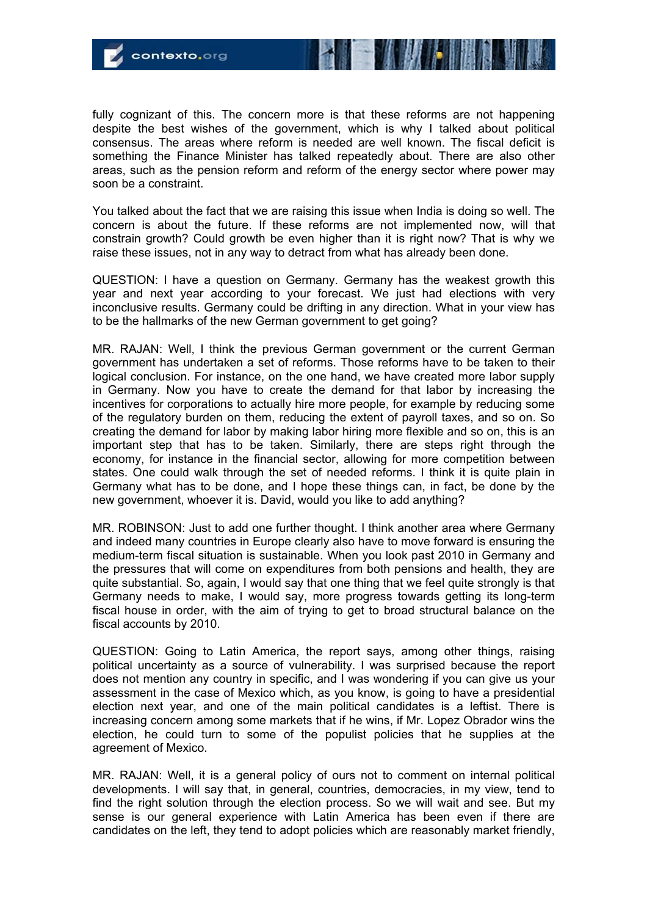fully cognizant of this. The concern more is that these reforms are not happening despite the best wishes of the government, which is why I talked about political consensus. The areas where reform is needed are well known. The fiscal deficit is something the Finance Minister has talked repeatedly about. There are also other areas, such as the pension reform and reform of the energy sector where power may soon be a constraint.

You talked about the fact that we are raising this issue when India is doing so well. The concern is about the future. If these reforms are not implemented now, will that constrain growth? Could growth be even higher than it is right now? That is why we raise these issues, not in any way to detract from what has already been done.

QUESTION: I have a question on Germany. Germany has the weakest growth this year and next year according to your forecast. We just had elections with very inconclusive results. Germany could be drifting in any direction. What in your view has to be the hallmarks of the new German government to get going?

MR. RAJAN: Well, I think the previous German government or the current German government has undertaken a set of reforms. Those reforms have to be taken to their logical conclusion. For instance, on the one hand, we have created more labor supply in Germany. Now you have to create the demand for that labor by increasing the incentives for corporations to actually hire more people, for example by reducing some of the regulatory burden on them, reducing the extent of payroll taxes, and so on. So creating the demand for labor by making labor hiring more flexible and so on, this is an important step that has to be taken. Similarly, there are steps right through the economy, for instance in the financial sector, allowing for more competition between states. One could walk through the set of needed reforms. I think it is quite plain in Germany what has to be done, and I hope these things can, in fact, be done by the new government, whoever it is. David, would you like to add anything?

MR. ROBINSON: Just to add one further thought. I think another area where Germany and indeed many countries in Europe clearly also have to move forward is ensuring the medium-term fiscal situation is sustainable. When you look past 2010 in Germany and the pressures that will come on expenditures from both pensions and health, they are quite substantial. So, again, I would say that one thing that we feel quite strongly is that Germany needs to make, I would say, more progress towards getting its long-term fiscal house in order, with the aim of trying to get to broad structural balance on the fiscal accounts by 2010.

QUESTION: Going to Latin America, the report says, among other things, raising political uncertainty as a source of vulnerability. I was surprised because the report does not mention any country in specific, and I was wondering if you can give us your assessment in the case of Mexico which, as you know, is going to have a presidential election next year, and one of the main political candidates is a leftist. There is increasing concern among some markets that if he wins, if Mr. Lopez Obrador wins the election, he could turn to some of the populist policies that he supplies at the agreement of Mexico.

MR. RAJAN: Well, it is a general policy of ours not to comment on internal political developments. I will say that, in general, countries, democracies, in my view, tend to find the right solution through the election process. So we will wait and see. But my sense is our general experience with Latin America has been even if there are candidates on the left, they tend to adopt policies which are reasonably market friendly,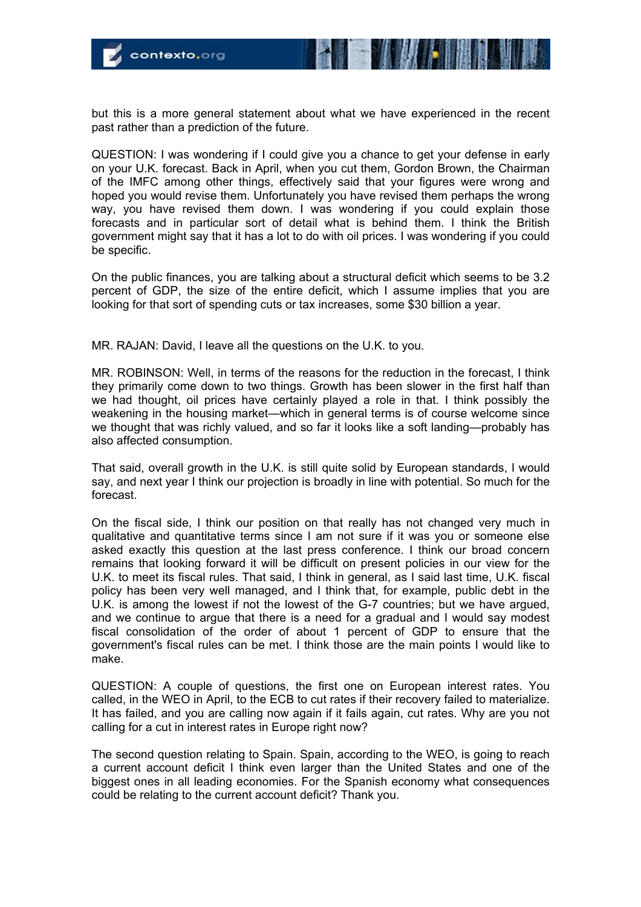but this is a more general statement about what we have experienced in the recent past rather than a prediction of the future.

QUESTION: I was wondering if I could give you a chance to get your defense in early on your U.K. forecast. Back in April, when you cut them, Gordon Brown, the Chairman of the IMFC among other things, effectively said that your figures were wrong and hoped you would revise them. Unfortunately you have revised them perhaps the wrong way, you have revised them down. I was wondering if you could explain those forecasts and in particular sort of detail what is behind them. I think the British government might say that it has a lot to do with oil prices. I was wondering if you could be specific.

On the public finances, you are talking about a structural deficit which seems to be 3.2 percent of GDP, the size of the entire deficit, which I assume implies that you are looking for that sort of spending cuts or tax increases, some $30 billion a year.

MR. RAJAN: David, I leave all the questions on the U.K. to you.

MR. ROBINSON: Well, in terms of the reasons for the reduction in the forecast, I think they primarily come down to two things. Growth has been slower in the first half than we had thought, oil prices have certainly played a role in that. I think possibly the weakening in the housing market—which in general terms is of course welcome since we thought that was richly valued, and so far it looks like a soft landing—probably has also affected consumption.

That said, overall growth in the U.K. is still quite solid by European standards, I would say, and next year I think our projection is broadly in line with potential. So much for the forecast.

On the fiscal side, I think our position on that really has not changed very much in qualitative and quantitative terms since I am not sure if it was you or someone else asked exactly this question at the last press conference. I think our broad concern remains that looking forward it will be difficult on present policies in our view for the U.K. to meet its fiscal rules. That said, I think in general, as I said last time, U.K. fiscal policy has been very well managed, and I think that, for example, public debt in the U.K. is among the lowest if not the lowest of the G-7 countries; but we have argued, and we continue to argue that there is a need for a gradual and I would say modest fiscal consolidation of the order of about 1 percent of GDP to ensure that the government's fiscal rules can be met. I think those are the main points I would like to make.

QUESTION: A couple of questions, the first one on European interest rates. You called, in the WEO in April, to the ECB to cut rates if their recovery failed to materialize. It has failed, and you are calling now again if it fails again, cut rates. Why are you not calling for a cut in interest rates in Europe right now?

The second question relating to Spain. Spain, according to the WEO, is going to reach a current account deficit I think even larger than the United States and one of the biggest ones in all leading economies. For the Spanish economy what consequences could be relating to the current account deficit? Thank you.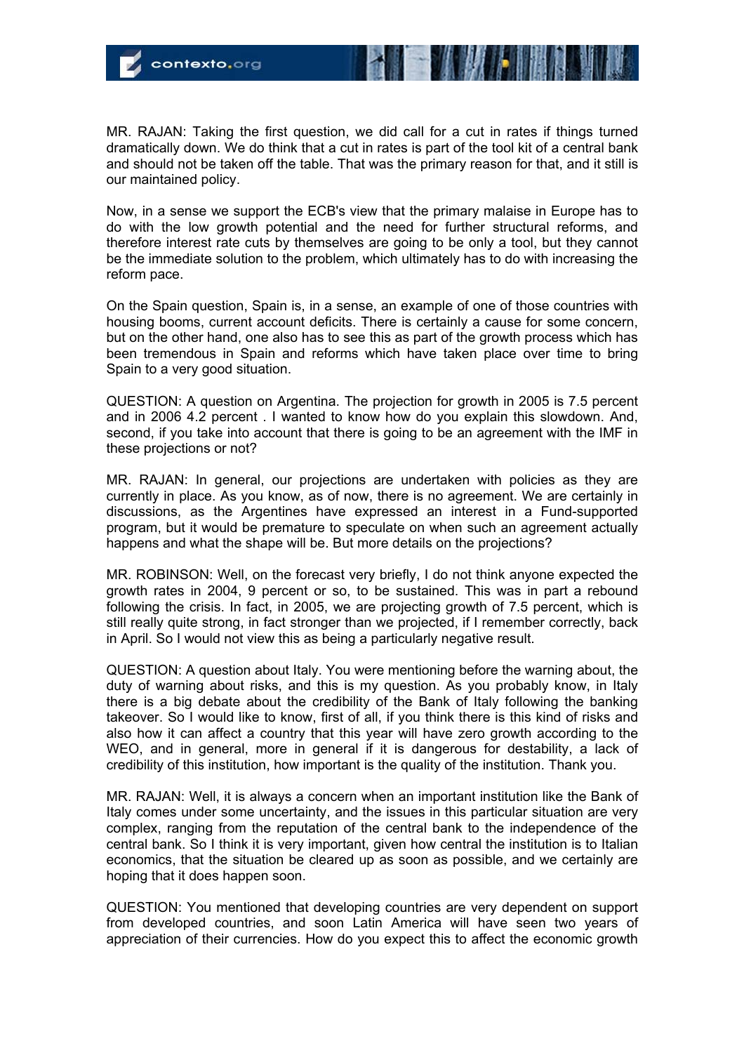MR. RAJAN: Taking the first question, we did call for a cut in rates if things turned dramatically down. We do think that a cut in rates is part of the tool kit of a central bank and should not be taken off the table. That was the primary reason for that, and it still is our maintained policy.

Now, in a sense we support the ECB's view that the primary malaise in Europe has to do with the low growth potential and the need for further structural reforms, and therefore interest rate cuts by themselves are going to be only a tool, but they cannot be the immediate solution to the problem, which ultimately has to do with increasing the reform pace.

On the Spain question, Spain is, in a sense, an example of one of those countries with housing booms, current account deficits. There is certainly a cause for some concern, but on the other hand, one also has to see this as part of the growth process which has been tremendous in Spain and reforms which have taken place over time to bring Spain to a very good situation.

QUESTION: A question on Argentina. The projection for growth in 2005 is 7.5 percent and in 2006 4.2 percent . I wanted to know how do you explain this slowdown. And, second, if you take into account that there is going to be an agreement with the IMF in these projections or not?

MR. RAJAN: In general, our projections are undertaken with policies as they are currently in place. As you know, as of now, there is no agreement. We are certainly in discussions, as the Argentines have expressed an interest in a Fund-supported program, but it would be premature to speculate on when such an agreement actually happens and what the shape will be. But more details on the projections?

MR. ROBINSON: Well, on the forecast very briefly, I do not think anyone expected the growth rates in 2004, 9 percent or so, to be sustained. This was in part a rebound following the crisis. In fact, in 2005, we are projecting growth of 7.5 percent, which is still really quite strong, in fact stronger than we projected, if I remember correctly, back in April. So I would not view this as being a particularly negative result.

QUESTION: A question about Italy. You were mentioning before the warning about, the duty of warning about risks, and this is my question. As you probably know, in Italy there is a big debate about the credibility of the Bank of Italy following the banking takeover. So I would like to know, first of all, if you think there is this kind of risks and also how it can affect a country that this year will have zero growth according to the WEO, and in general, more in general if it is dangerous for destability, a lack of credibility of this institution, how important is the quality of the institution. Thank you.

MR. RAJAN: Well, it is always a concern when an important institution like the Bank of Italy comes under some uncertainty, and the issues in this particular situation are very complex, ranging from the reputation of the central bank to the independence of the central bank. So I think it is very important, given how central the institution is to Italian economics, that the situation be cleared up as soon as possible, and we certainly are hoping that it does happen soon.

QUESTION: You mentioned that developing countries are very dependent on support from developed countries, and soon Latin America will have seen two years of appreciation of their currencies. How do you expect this to affect the economic growth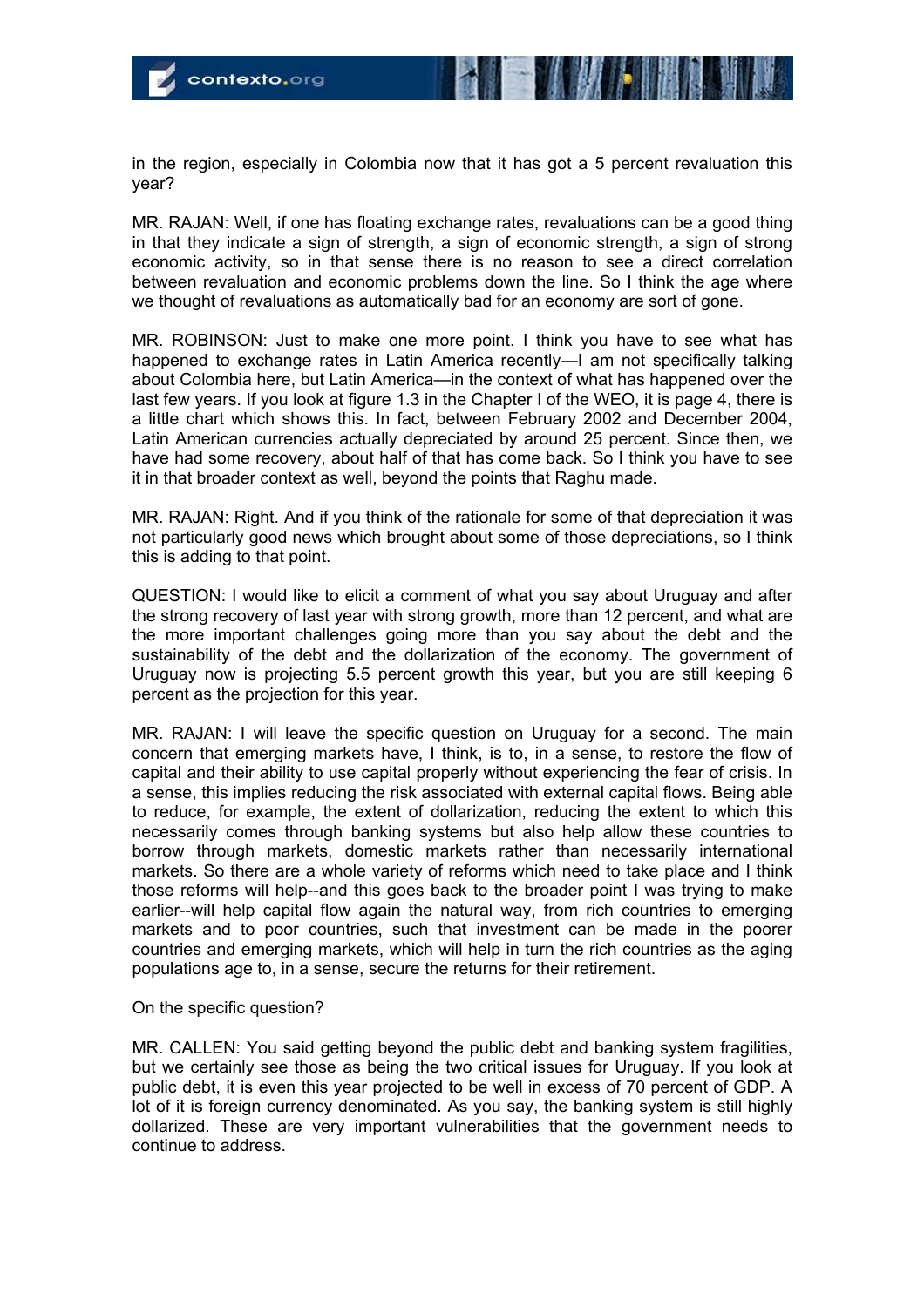in the region, especially in Colombia now that it has got a 5 percent revaluation this year?

MR. RAJAN: Well, if one has floating exchange rates, revaluations can be a good thing in that they indicate a sign of strength, a sign of economic strength, a sign of strong economic activity, so in that sense there is no reason to see a direct correlation between revaluation and economic problems down the line. So I think the age where we thought of revaluations as automatically bad for an economy are sort of gone.

MR. ROBINSON: Just to make one more point. I think you have to see what has happened to exchange rates in Latin America recently—I am not specifically talking about Colombia here, but Latin America—in the context of what has happened over the last few years. If you look at figure 1.3 in the Chapter I of the WEO, it is page 4, there is a little chart which shows this. In fact, between February 2002 and December 2004, Latin American currencies actually depreciated by around 25 percent. Since then, we have had some recovery, about half of that has come back. So I think you have to see it in that broader context as well, beyond the points that Raghu made.

MR. RAJAN: Right. And if you think of the rationale for some of that depreciation it was not particularly good news which brought about some of those depreciations, so I think this is adding to that point.

QUESTION: I would like to elicit a comment of what you say about Uruguay and after the strong recovery of last year with strong growth, more than 12 percent, and what are the more important challenges going more than you say about the debt and the sustainability of the debt and the dollarization of the economy. The government of Uruguay now is projecting 5.5 percent growth this year, but you are still keeping 6 percent as the projection for this year.

MR. RAJAN: I will leave the specific question on Uruguay for a second. The main concern that emerging markets have, I think, is to, in a sense, to restore the flow of capital and their ability to use capital properly without experiencing the fear of crisis. In a sense, this implies reducing the risk associated with external capital flows. Being able to reduce, for example, the extent of dollarization, reducing the extent to which this necessarily comes through banking systems but also help allow these countries to borrow through markets, domestic markets rather than necessarily international markets. So there are a whole variety of reforms which need to take place and I think those reforms will help--and this goes back to the broader point I was trying to make earlier--will help capital flow again the natural way, from rich countries to emerging markets and to poor countries, such that investment can be made in the poorer countries and emerging markets, which will help in turn the rich countries as the aging populations age to, in a sense, secure the returns for their retirement.

On the specific question?

MR. CALLEN: You said getting beyond the public debt and banking system fragilities, but we certainly see those as being the two critical issues for Uruguay. If you look at public debt, it is even this year projected to be well in excess of 70 percent of GDP. A lot of it is foreign currency denominated. As you say, the banking system is still highly dollarized. These are very important vulnerabilities that the government needs to continue to address.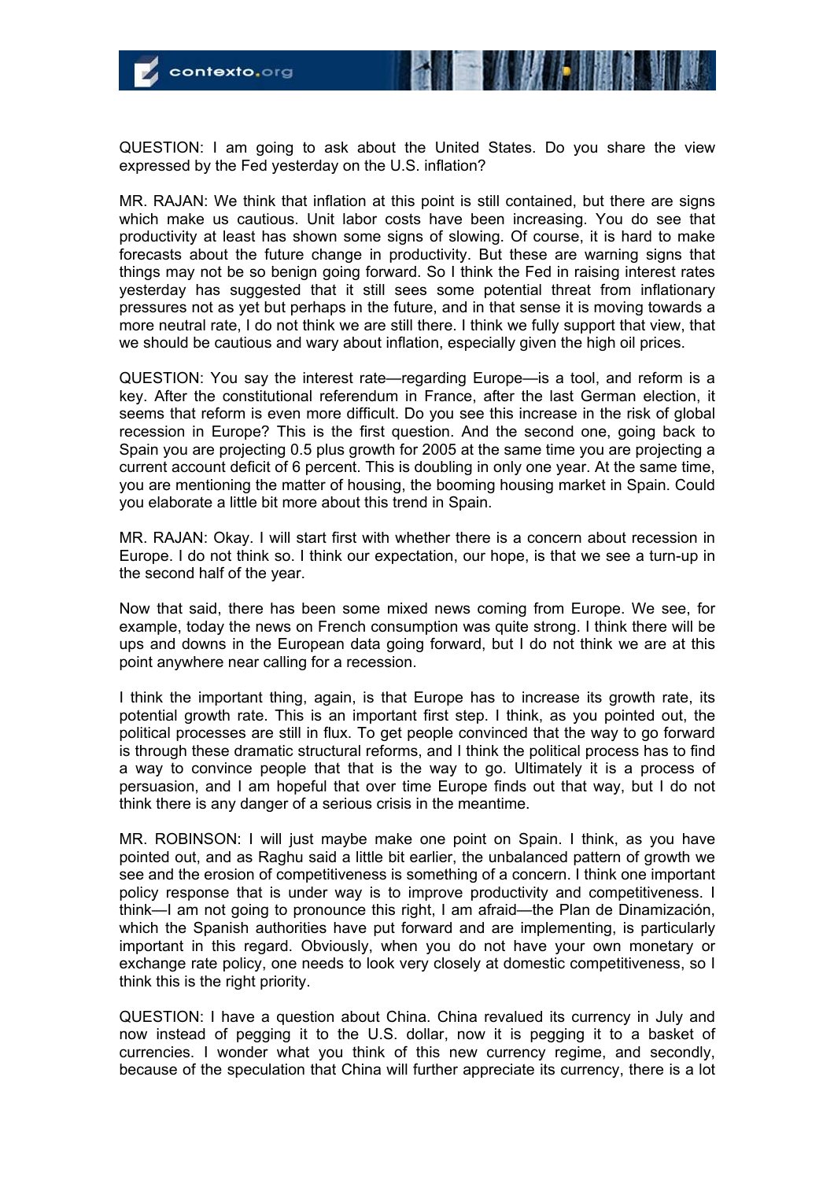QUESTION: I am going to ask about the United States. Do you share the view expressed by the Fed yesterday on the U.S. inflation?

MR. RAJAN: We think that inflation at this point is still contained, but there are signs which make us cautious. Unit labor costs have been increasing. You do see that productivity at least has shown some signs of slowing. Of course, it is hard to make forecasts about the future change in productivity. But these are warning signs that things may not be so benign going forward. So I think the Fed in raising interest rates yesterday has suggested that it still sees some potential threat from inflationary pressures not as yet but perhaps in the future, and in that sense it is moving towards a more neutral rate, I do not think we are still there. I think we fully support that view, that we should be cautious and wary about inflation, especially given the high oil prices.

QUESTION: You say the interest rate—regarding Europe—is a tool, and reform is a key. After the constitutional referendum in France, after the last German election, it seems that reform is even more difficult. Do you see this increase in the risk of global recession in Europe? This is the first question. And the second one, going back to Spain you are projecting 0.5 plus growth for 2005 at the same time you are projecting a current account deficit of 6 percent. This is doubling in only one year. At the same time, you are mentioning the matter of housing, the booming housing market in Spain. Could you elaborate a little bit more about this trend in Spain.

MR. RAJAN: Okay. I will start first with whether there is a concern about recession in Europe. I do not think so. I think our expectation, our hope, is that we see a turn-up in the second half of the year.

Now that said, there has been some mixed news coming from Europe. We see, for example, today the news on French consumption was quite strong. I think there will be ups and downs in the European data going forward, but I do not think we are at this point anywhere near calling for a recession.

I think the important thing, again, is that Europe has to increase its growth rate, its potential growth rate. This is an important first step. I think, as you pointed out, the political processes are still in flux. To get people convinced that the way to go forward is through these dramatic structural reforms, and I think the political process has to find a way to convince people that that is the way to go. Ultimately it is a process of persuasion, and I am hopeful that over time Europe finds out that way, but I do not think there is any danger of a serious crisis in the meantime.

MR. ROBINSON: I will just maybe make one point on Spain. I think, as you have pointed out, and as Raghu said a little bit earlier, the unbalanced pattern of growth we see and the erosion of competitiveness is something of a concern. I think one important policy response that is under way is to improve productivity and competitiveness. I think—I am not going to pronounce this right, I am afraid—the Plan de Dinamización, which the Spanish authorities have put forward and are implementing, is particularly important in this regard. Obviously, when you do not have your own monetary or exchange rate policy, one needs to look very closely at domestic competitiveness, so I think this is the right priority.

QUESTION: I have a question about China. China revalued its currency in July and now instead of pegging it to the U.S. dollar, now it is pegging it to a basket of currencies. I wonder what you think of this new currency regime, and secondly, because of the speculation that China will further appreciate its currency, there is a lot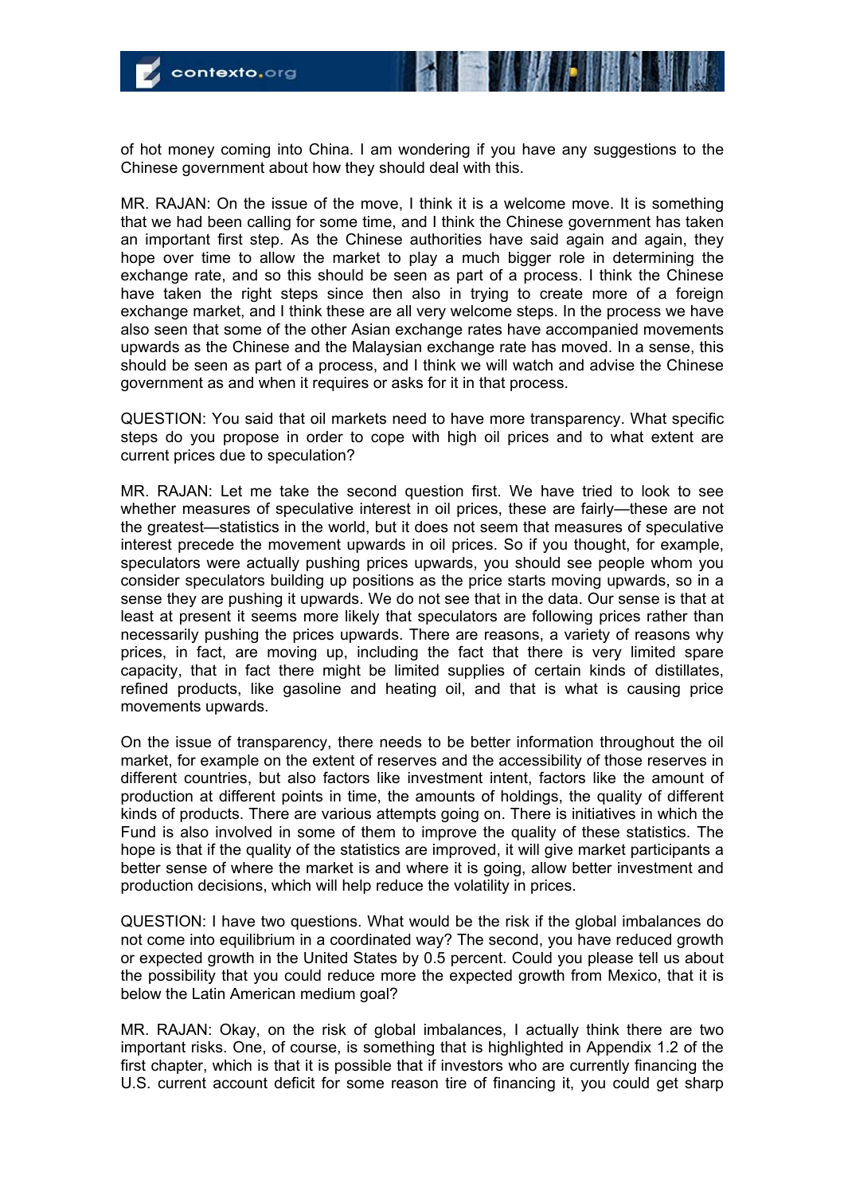of hot money coming into China. I am wondering if you have any suggestions to the Chinese government about how they should deal with this.

MR. RAJAN: On the issue of the move, I think it is a welcome move. It is something that we had been calling for some time, and I think the Chinese government has taken an important first step. As the Chinese authorities have said again and again, they hope over time to allow the market to play a much bigger role in determining the exchange rate, and so this should be seen as part of a process. I think the Chinese have taken the right steps since then also in trying to create more of a foreign exchange market, and I think these are all very welcome steps. In the process we have also seen that some of the other Asian exchange rates have accompanied movements upwards as the Chinese and the Malaysian exchange rate has moved. In a sense, this should be seen as part of a process, and I think we will watch and advise the Chinese government as and when it requires or asks for it in that process.

QUESTION: You said that oil markets need to have more transparency. What specific steps do you propose in order to cope with high oil prices and to what extent are current prices due to speculation?

MR. RAJAN: Let me take the second question first. We have tried to look to see whether measures of speculative interest in oil prices, these are fairly—these are not the greatest—statistics in the world, but it does not seem that measures of speculative interest precede the movement upwards in oil prices. So if you thought, for example, speculators were actually pushing prices upwards, you should see people whom you consider speculators building up positions as the price starts moving upwards, so in a sense they are pushing it upwards. We do not see that in the data. Our sense is that at least at present it seems more likely that speculators are following prices rather than necessarily pushing the prices upwards. There are reasons, a variety of reasons why prices, in fact, are moving up, including the fact that there is very limited spare capacity, that in fact there might be limited supplies of certain kinds of distillates, refined products, like gasoline and heating oil, and that is what is causing price movements upwards.

On the issue of transparency, there needs to be better information throughout the oil market, for example on the extent of reserves and the accessibility of those reserves in different countries, but also factors like investment intent, factors like the amount of production at different points in time, the amounts of holdings, the quality of different kinds of products. There are various attempts going on. There is initiatives in which the Fund is also involved in some of them to improve the quality of these statistics. The hope is that if the quality of the statistics are improved, it will give market participants a better sense of where the market is and where it is going, allow better investment and production decisions, which will help reduce the volatility in prices.

QUESTION: I have two questions. What would be the risk if the global imbalances do not come into equilibrium in a coordinated way? The second, you have reduced growth or expected growth in the United States by 0.5 percent. Could you please tell us about the possibility that you could reduce more the expected growth from Mexico, that it is below the Latin American medium goal?

MR. RAJAN: Okay, on the risk of global imbalances, I actually think there are two important risks. One, of course, is something that is highlighted in Appendix 1.2 of the first chapter, which is that it is possible that if investors who are currently financing the U.S. current account deficit for some reason tire of financing it, you could get sharp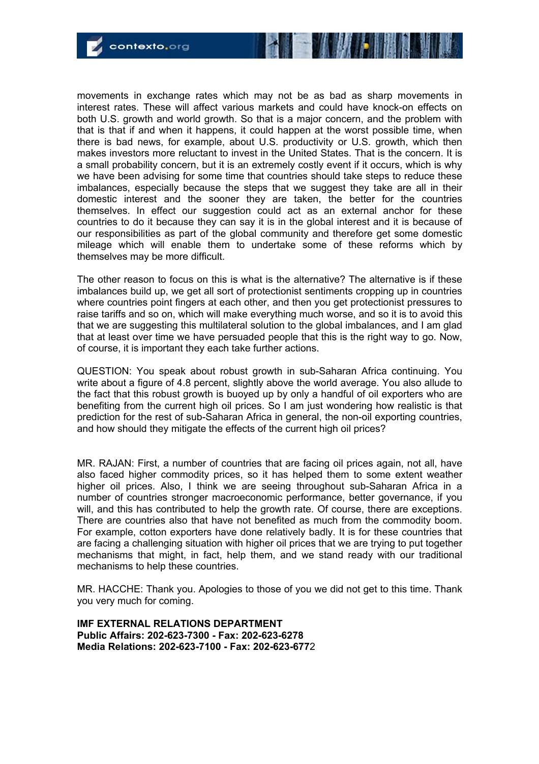movements in exchange rates which may not be as bad as sharp movements in interest rates. These will affect various markets and could have knock-on effects on both U.S. growth and world growth. So that is a major concern, and the problem with that is that if and when it happens, it could happen at the worst possible time, when there is bad news, for example, about U.S. productivity or U.S. growth, which then makes investors more reluctant to invest in the United States. That is the concern. It is a small probability concern, but it is an extremely costly event if it occurs, which is why we have been advising for some time that countries should take steps to reduce these imbalances, especially because the steps that we suggest they take are all in their domestic interest and the sooner they are taken, the better for the countries themselves. In effect our suggestion could act as an external anchor for these countries to do it because they can say it is in the global interest and it is because of our responsibilities as part of the global community and therefore get some domestic mileage which will enable them to undertake some of these reforms which by themselves may be more difficult.

The other reason to focus on this is what is the alternative? The alternative is if these imbalances build up, we get all sort of protectionist sentiments cropping up in countries where countries point fingers at each other, and then you get protectionist pressures to raise tariffs and so on, which will make everything much worse, and so it is to avoid this that we are suggesting this multilateral solution to the global imbalances, and I am glad that at least over time we have persuaded people that this is the right way to go. Now, of course, it is important they each take further actions.

QUESTION: You speak about robust growth in sub-Saharan Africa continuing. You write about a figure of 4.8 percent, slightly above the world average. You also allude to the fact that this robust growth is buoyed up by only a handful of oil exporters who are benefiting from the current high oil prices. So I am just wondering how realistic is that prediction for the rest of sub-Saharan Africa in general, the non-oil exporting countries, and how should they mitigate the effects of the current high oil prices?

MR. RAJAN: First, a number of countries that are facing oil prices again, not all, have also faced higher commodity prices, so it has helped them to some extent weather higher oil prices. Also, I think we are seeing throughout sub-Saharan Africa in a number of countries stronger macroeconomic performance, better governance, if you will, and this has contributed to help the growth rate. Of course, there are exceptions. There are countries also that have not benefited as much from the commodity boom. For example, cotton exporters have done relatively badly. It is for these countries that are facing a challenging situation with higher oil prices that we are trying to put together mechanisms that might, in fact, help them, and we stand ready with our traditional mechanisms to help these countries.

MR. HACCHE: Thank you. Apologies to those of you we did not get to this time. Thank you very much for coming.

**IMF EXTERNAL RELATIONS DEPARTMENT**
**Public Affairs: 202-623-7300 - Fax: 202-623-6278**
**Media Relations: 202-623-7100 - Fax: 202-623-6772**